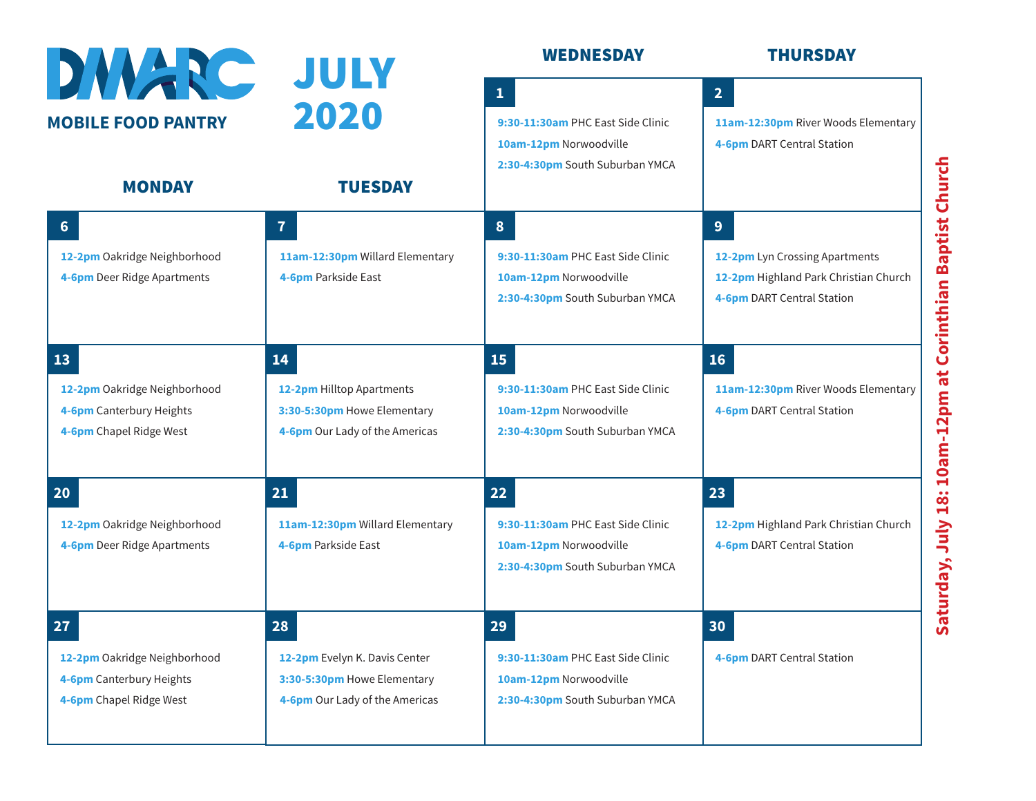# DMARC

## MOBILE FOOD PANTRY

# JULY 2020

| MONDAY | TUESDAY | WEDNESDAY | THURSDAY |
| --- | --- | --- | --- |
| | | **1**<br>**9:30-11:30am** PHC East Side Clinic<br>**10am-12pm** Norwoodville<br>**2:30-4:30pm** South Suburban YMCA | **2**<br>**11am-12:30pm** River Woods Elementary<br>**4-6pm** DART Central Station |
| **6**<br>**12-2pm** Oakridge Neighborhood<br>**4-6pm** Deer Ridge Apartments | **7**<br>**11am-12:30pm** Willard Elementary<br>**4-6pm** Parkside East | **8**<br>**9:30-11:30am** PHC East Side Clinic<br>**10am-12pm** Norwoodville<br>**2:30-4:30pm** South Suburban YMCA | **9**<br>**12-2pm** Lyn Crossing Apartments<br>**12-2pm** Highland Park Christian Church<br>**4-6pm** DART Central Station |
| **13**<br>**12-2pm** Oakridge Neighborhood<br>**4-6pm** Canterbury Heights<br>**4-6pm** Chapel Ridge West | **14**<br>**12-2pm** Hilltop Apartments<br>**3:30-5:30pm** Howe Elementary<br>**4-6pm** Our Lady of the Americas | **15**<br>**9:30-11:30am** PHC East Side Clinic<br>**10am-12pm** Norwoodville<br>**2:30-4:30pm** South Suburban YMCA | **16**<br>**11am-12:30pm** River Woods Elementary<br>**4-6pm** DART Central Station |
| **20**<br>**12-2pm** Oakridge Neighborhood<br>**4-6pm** Deer Ridge Apartments | **21**<br>**11am-12:30pm** Willard Elementary<br>**4-6pm** Parkside East | **22**<br>**9:30-11:30am** PHC East Side Clinic<br>**10am-12pm** Norwoodville<br>**2:30-4:30pm** South Suburban YMCA | **23**<br>**12-2pm** Highland Park Christian Church<br>**4-6pm** DART Central Station |
| **27**<br>**12-2pm** Oakridge Neighborhood<br>**4-6pm** Canterbury Heights<br>**4-6pm** Chapel Ridge West | **28**<br>**12-2pm** Evelyn K. Davis Center<br>**3:30-5:30pm** Howe Elementary<br>**4-6pm** Our Lady of the Americas | **29**<br>**9:30-11:30am** PHC East Side Clinic<br>**10am-12pm** Norwoodville<br>**2:30-4:30pm** South Suburban YMCA | **30**<br>**4-6pm** DART Central Station |

**Saturday, July 18: 10am-12pm at Corinthian Baptist Church**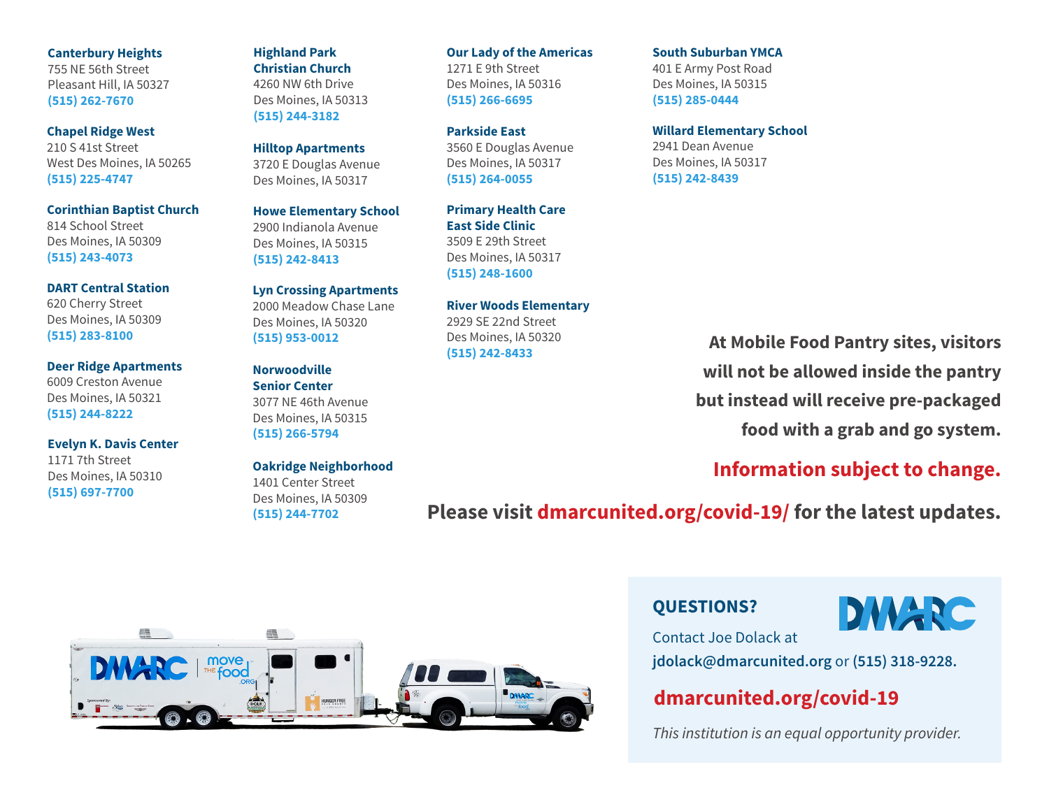**Canterbury Heights**
755 NE 56th Street
Pleasant Hill, IA 50327
**(515) 262-7670**

**Chapel Ridge West**
210 S 41st Street
West Des Moines, IA 50265
**(515) 225-4747**

**Corinthian Baptist Church**
814 School Street
Des Moines, IA 50309
**(515) 243-4073**

**DART Central Station**
620 Cherry Street
Des Moines, IA 50309
**(515) 283-8100**

**Deer Ridge Apartments**
6009 Creston Avenue
Des Moines, IA 50321
**(515) 244-8222**

**Evelyn K. Davis Center**
1171 7th Street
Des Moines, IA 50310
**(515) 697-7700**

**Highland Park Christian Church**
4260 NW 6th Drive
Des Moines, IA 50313
**(515) 244-3182**

**Hilltop Apartments**
3720 E Douglas Avenue
Des Moines, IA 50317

**Howe Elementary School**
2900 Indianola Avenue
Des Moines, IA 50315
**(515) 242-8413**

**Lyn Crossing Apartments**
2000 Meadow Chase Lane
Des Moines, IA 50320
**(515) 953-0012**

**Norwoodville Senior Center**
3077 NE 46th Avenue
Des Moines, IA 50315
**(515) 266-5794**

**Oakridge Neighborhood**
1401 Center Street
Des Moines, IA 50309
**(515) 244-7702**

**Our Lady of the Americas**
1271 E 9th Street
Des Moines, IA 50316
**(515) 266-6695**

**Parkside East**
3560 E Douglas Avenue
Des Moines, IA 50317
**(515) 264-0055**

**Primary Health Care East Side Clinic**
3509 E 29th Street
Des Moines, IA 50317
**(515) 248-1600**

**River Woods Elementary**
2929 SE 22nd Street
Des Moines, IA 50320
**(515) 242-8433**

**South Suburban YMCA**
401 E Army Post Road
Des Moines, IA 50315
**(515) 285-0444**

**Willard Elementary School**
2941 Dean Avenue
Des Moines, IA 50317
**(515) 242-8439**

**At Mobile Food Pantry sites, visitors will not be allowed inside the pantry but instead will receive pre-packaged food with a grab and go system.**

**Information subject to change.**

**Please visit dmarcunited.org/covid-19/ for the latest updates.**

## QUESTIONS?

Contact Joe Dolack at
**jdolack@dmarcunited.org** or **(515) 318-9228.**

**dmarcunited.org/covid-19**

*This institution is an equal opportunity provider.*